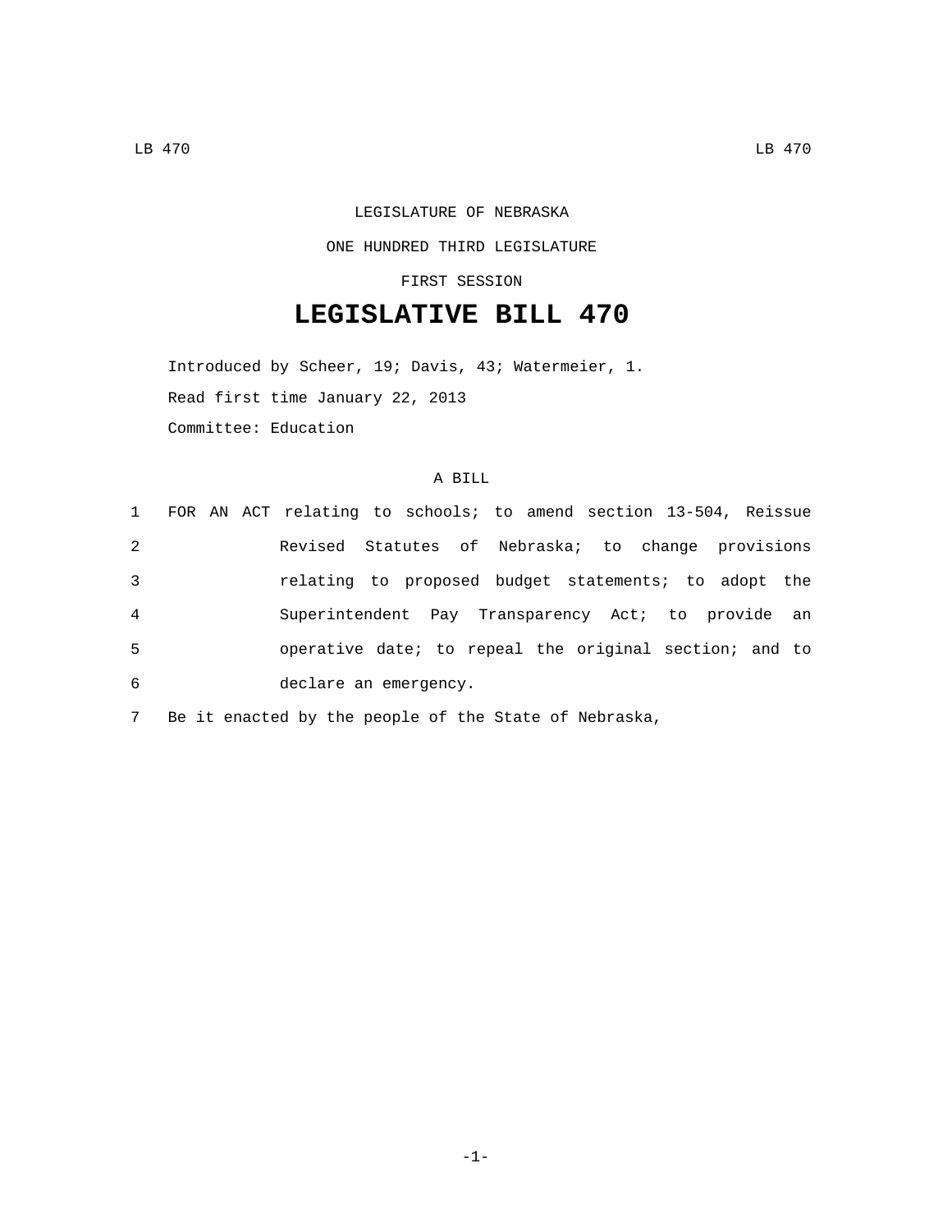LEGISLATURE OF NEBRASKA

ONE HUNDRED THIRD LEGISLATURE

FIRST SESSION

# LEGISLATIVE BILL 470

Introduced by Scheer, 19; Davis, 43; Watermeier, 1.

Read first time January 22, 2013

Committee: Education

A BILL

1 FOR AN ACT relating to schools; to amend section 13-504, Reissue
2 Revised Statutes of Nebraska; to change provisions
3 relating to proposed budget statements; to adopt the
4 Superintendent Pay Transparency Act; to provide an
5 operative date; to repeal the original section; and to
6 declare an emergency.

7 Be it enacted by the people of the State of Nebraska,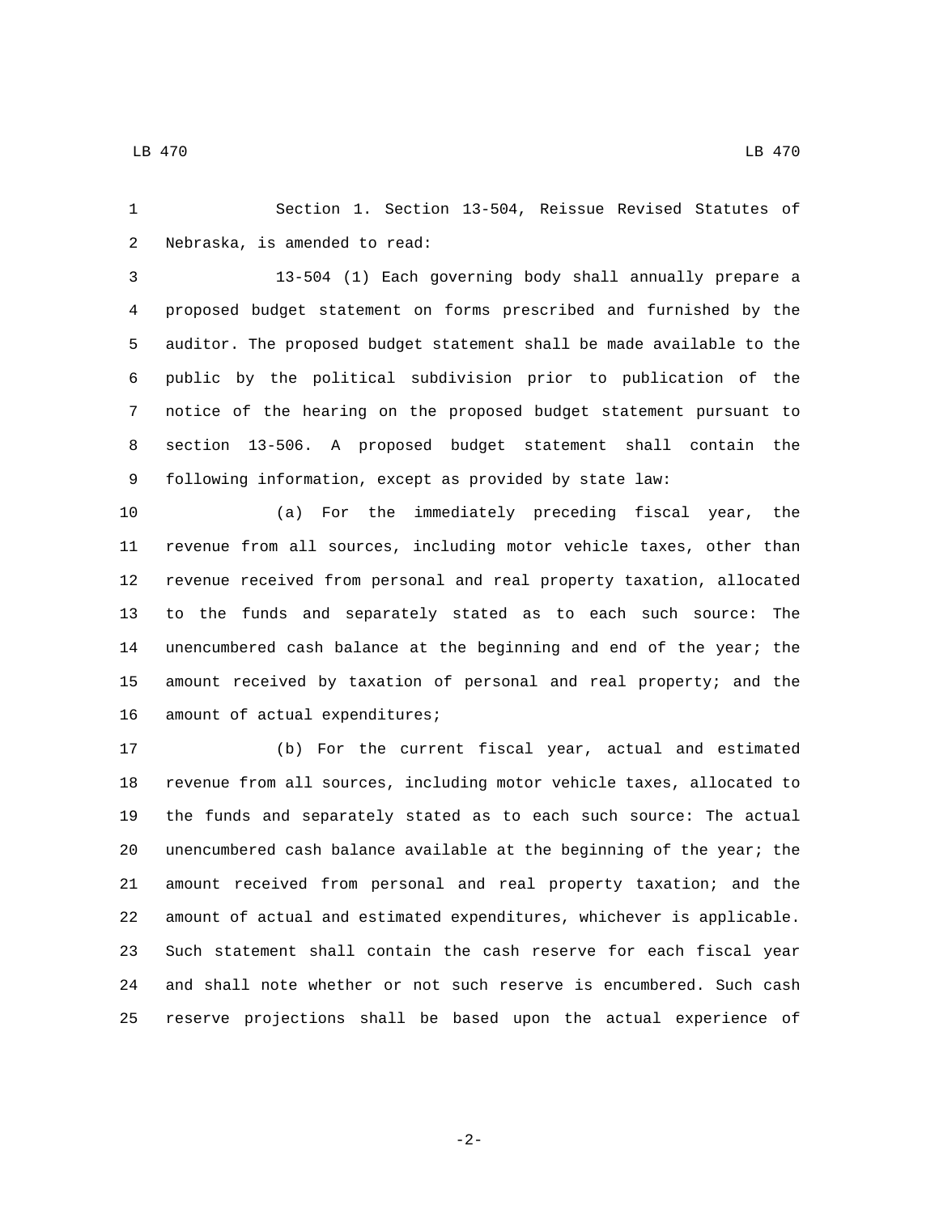Section 1. Section 13-504, Reissue Revised Statutes of Nebraska, is amended to read:

13-504 (1) Each governing body shall annually prepare a proposed budget statement on forms prescribed and furnished by the auditor. The proposed budget statement shall be made available to the public by the political subdivision prior to publication of the notice of the hearing on the proposed budget statement pursuant to section 13-506. A proposed budget statement shall contain the following information, except as provided by state law:

(a) For the immediately preceding fiscal year, the revenue from all sources, including motor vehicle taxes, other than revenue received from personal and real property taxation, allocated to the funds and separately stated as to each such source: The unencumbered cash balance at the beginning and end of the year; the amount received by taxation of personal and real property; and the amount of actual expenditures;

(b) For the current fiscal year, actual and estimated revenue from all sources, including motor vehicle taxes, allocated to the funds and separately stated as to each such source: The actual unencumbered cash balance available at the beginning of the year; the amount received from personal and real property taxation; and the amount of actual and estimated expenditures, whichever is applicable. Such statement shall contain the cash reserve for each fiscal year and shall note whether or not such reserve is encumbered. Such cash reserve projections shall be based upon the actual experience of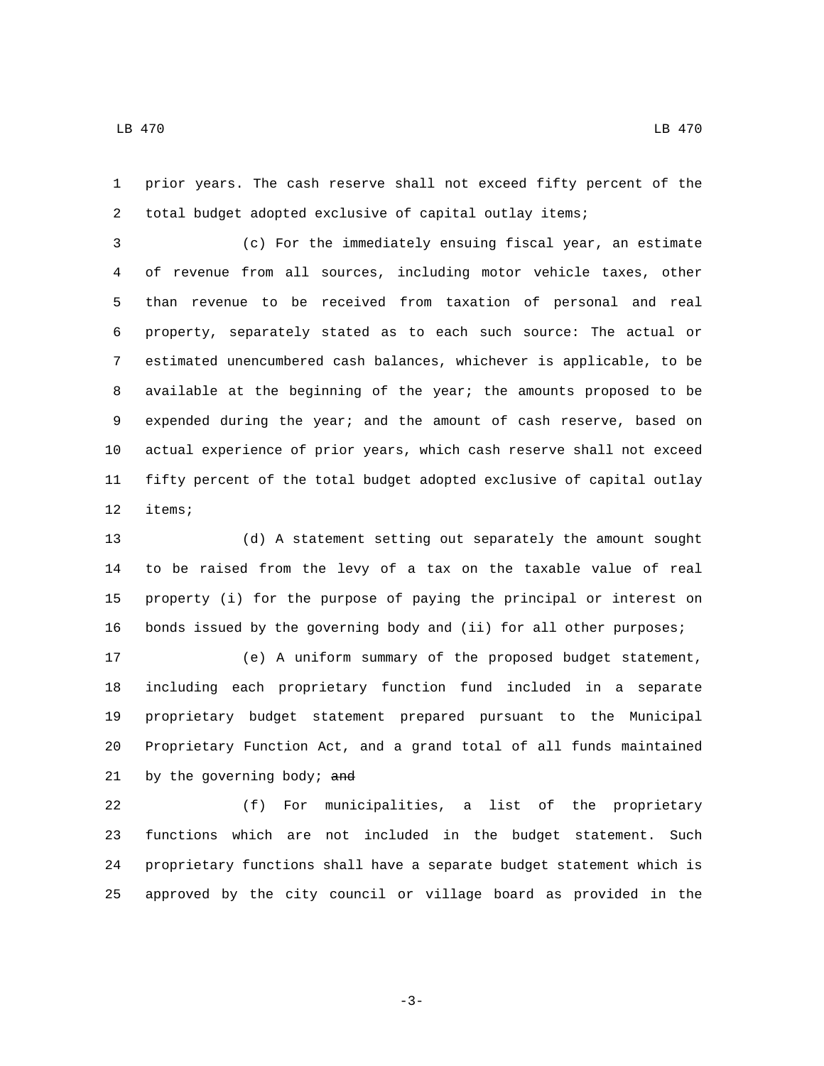prior years. The cash reserve shall not exceed fifty percent of the total budget adopted exclusive of capital outlay items;

(c) For the immediately ensuing fiscal year, an estimate of revenue from all sources, including motor vehicle taxes, other than revenue to be received from taxation of personal and real property, separately stated as to each such source: The actual or estimated unencumbered cash balances, whichever is applicable, to be available at the beginning of the year; the amounts proposed to be expended during the year; and the amount of cash reserve, based on actual experience of prior years, which cash reserve shall not exceed fifty percent of the total budget adopted exclusive of capital outlay items;

(d) A statement setting out separately the amount sought to be raised from the levy of a tax on the taxable value of real property (i) for the purpose of paying the principal or interest on bonds issued by the governing body and (ii) for all other purposes;

(e) A uniform summary of the proposed budget statement, including each proprietary function fund included in a separate proprietary budget statement prepared pursuant to the Municipal Proprietary Function Act, and a grand total of all funds maintained by the governing body; ~~and~~

(f) For municipalities, a list of the proprietary functions which are not included in the budget statement. Such proprietary functions shall have a separate budget statement which is approved by the city council or village board as provided in the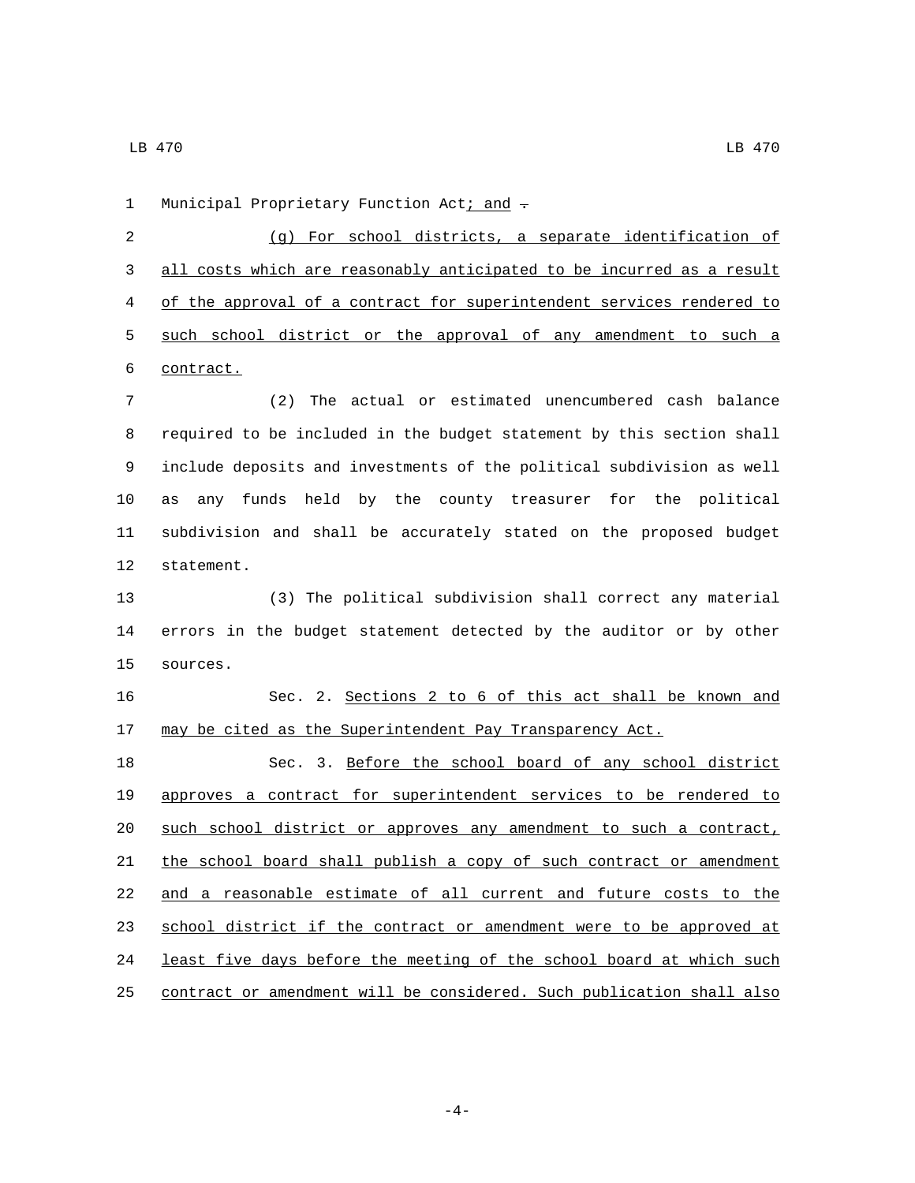Municipal Proprietary Function Act; and .

(g) For school districts, a separate identification of all costs which are reasonably anticipated to be incurred as a result of the approval of a contract for superintendent services rendered to such school district or the approval of any amendment to such a contract.

(2) The actual or estimated unencumbered cash balance required to be included in the budget statement by this section shall include deposits and investments of the political subdivision as well as any funds held by the county treasurer for the political subdivision and shall be accurately stated on the proposed budget statement.

(3) The political subdivision shall correct any material errors in the budget statement detected by the auditor or by other sources.

Sec. 2. Sections 2 to 6 of this act shall be known and may be cited as the Superintendent Pay Transparency Act.

Sec. 3. Before the school board of any school district approves a contract for superintendent services to be rendered to such school district or approves any amendment to such a contract, the school board shall publish a copy of such contract or amendment and a reasonable estimate of all current and future costs to the school district if the contract or amendment were to be approved at least five days before the meeting of the school board at which such contract or amendment will be considered. Such publication shall also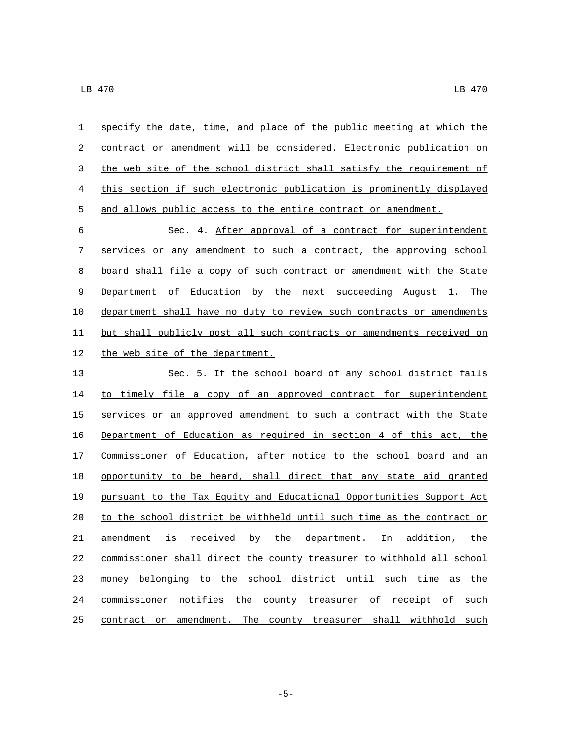specify the date, time, and place of the public meeting at which the contract or amendment will be considered. Electronic publication on the web site of the school district shall satisfy the requirement of this section if such electronic publication is prominently displayed and allows public access to the entire contract or amendment.

Sec. 4. After approval of a contract for superintendent services or any amendment to such a contract, the approving school board shall file a copy of such contract or amendment with the State Department of Education by the next succeeding August 1. The department shall have no duty to review such contracts or amendments but shall publicly post all such contracts or amendments received on the web site of the department.

Sec. 5. If the school board of any school district fails to timely file a copy of an approved contract for superintendent services or an approved amendment to such a contract with the State Department of Education as required in section 4 of this act, the Commissioner of Education, after notice to the school board and an opportunity to be heard, shall direct that any state aid granted pursuant to the Tax Equity and Educational Opportunities Support Act to the school district be withheld until such time as the contract or amendment is received by the department. In addition, the commissioner shall direct the county treasurer to withhold all school money belonging to the school district until such time as the commissioner notifies the county treasurer of receipt of such contract or amendment. The county treasurer shall withhold such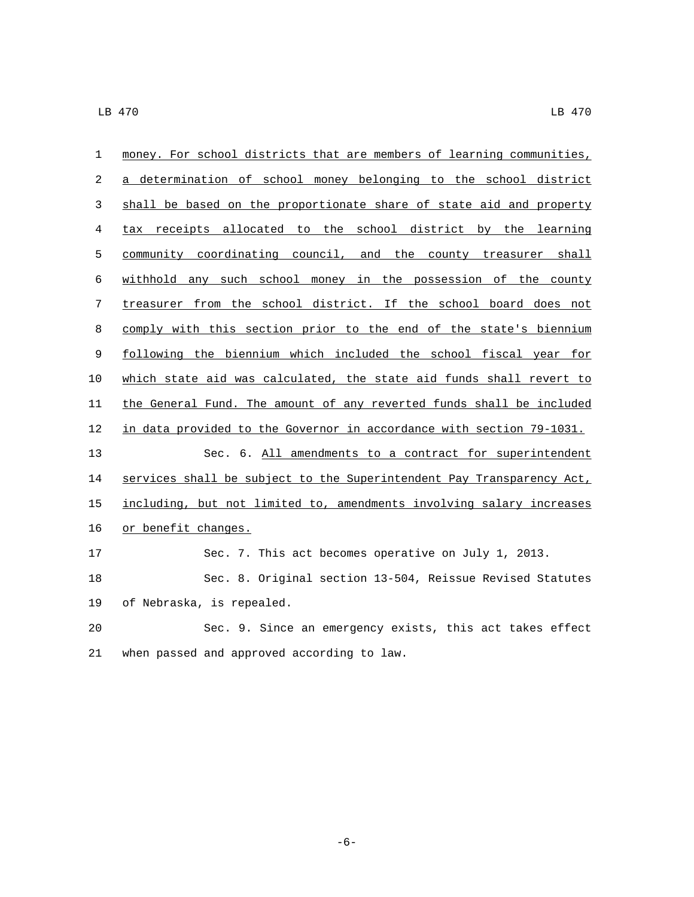money. For school districts that are members of learning communities, a determination of school money belonging to the school district shall be based on the proportionate share of state aid and property tax receipts allocated to the school district by the learning community coordinating council, and the county treasurer shall withhold any such school money in the possession of the county treasurer from the school district. If the school board does not comply with this section prior to the end of the state's biennium following the biennium which included the school fiscal year for which state aid was calculated, the state aid funds shall revert to the General Fund. The amount of any reverted funds shall be included in data provided to the Governor in accordance with section 79-1031.

Sec. 6. All amendments to a contract for superintendent services shall be subject to the Superintendent Pay Transparency Act, including, but not limited to, amendments involving salary increases or benefit changes.

Sec. 7. This act becomes operative on July 1, 2013.

Sec. 8. Original section 13-504, Reissue Revised Statutes of Nebraska, is repealed.

Sec. 9. Since an emergency exists, this act takes effect when passed and approved according to law.